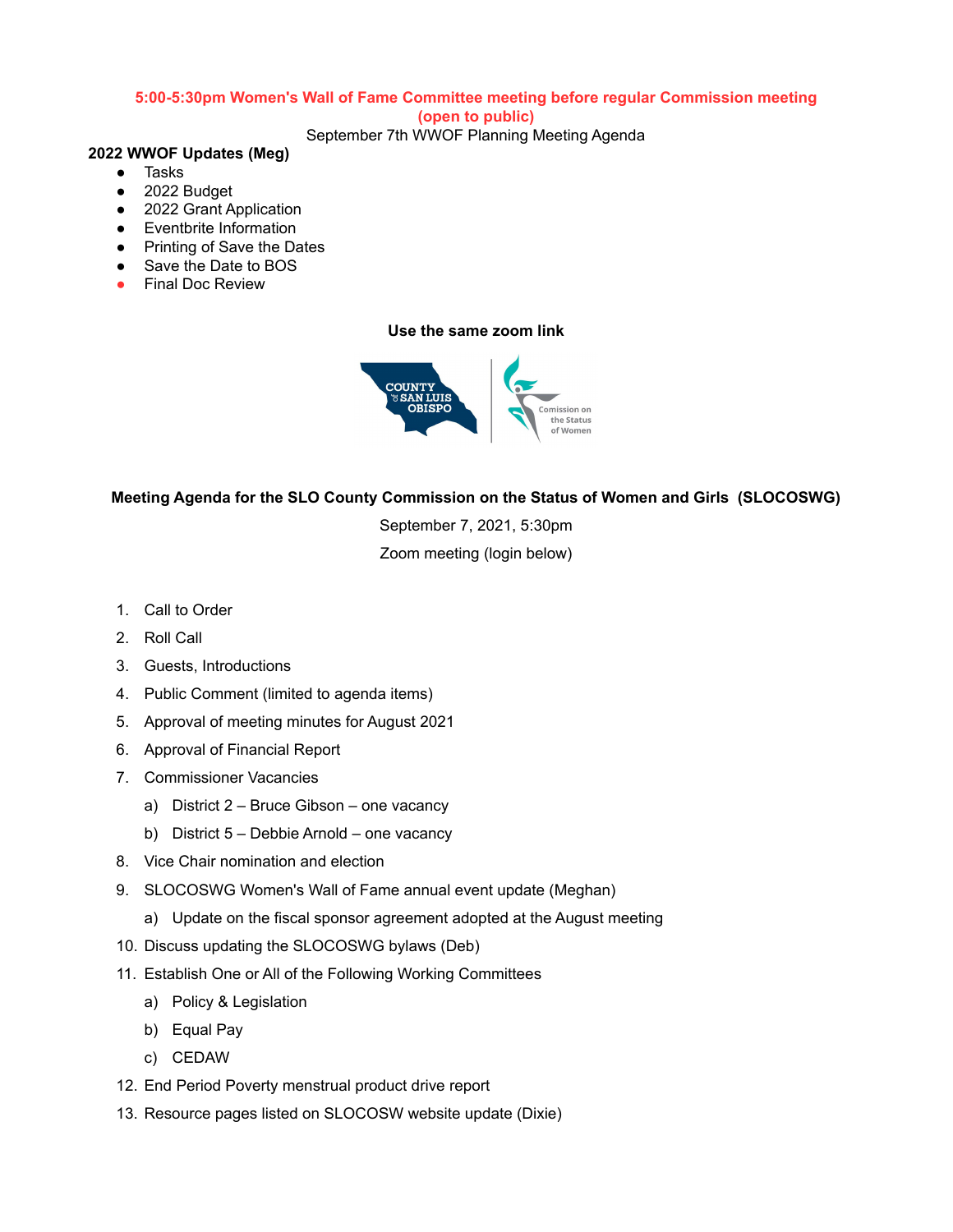**5:00-5:30pm Women's Wall of Fame Committee meeting before regular Commission meeting (open to public)**

September 7th WWOF Planning Meeting Agenda

**2022 WWOF Updates (Meg)**

- Tasks
- 2022 Budget
- 2022 Grant Application
- Eventbrite Information
- Printing of Save the Dates
- Save the Date to BOS
- Final Doc Review

**Use the same zoom link**

**Meeting Agenda for the SLO County Commission on the Status of Women and Girls (SLOCOSWG)**

September 7, 2021, 5:30pm

Zoom meeting (login below)

1. Call to Order
2. Roll Call
3. Guests, Introductions
4. Public Comment (limited to agenda items)
5. Approval of meeting minutes for August 2021
6. Approval of Financial Report
7. Commissioner Vacancies
   a) District 2 – Bruce Gibson – one vacancy
   b) District 5 – Debbie Arnold – one vacancy
8. Vice Chair nomination and election
9. SLOCOSWG Women's Wall of Fame annual event update (Meghan)
   a) Update on the fiscal sponsor agreement adopted at the August meeting
10. Discuss updating the SLOCOSWG bylaws (Deb)
11. Establish One or All of the Following Working Committees
    a) Policy & Legislation
    b) Equal Pay
    c) CEDAW
12. End Period Poverty menstrual product drive report
13. Resource pages listed on SLOCOSW website update (Dixie)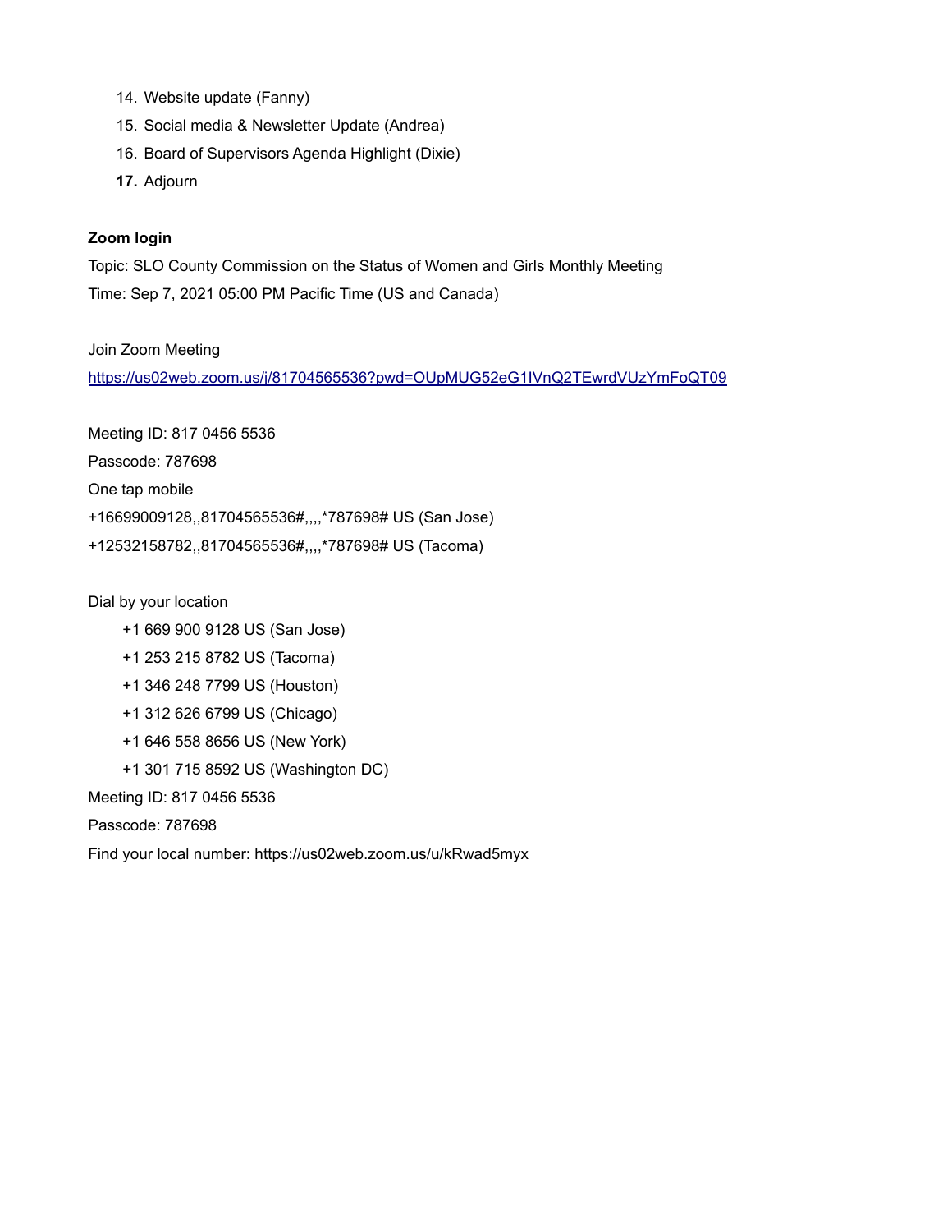14. Website update (Fanny)
15. Social media & Newsletter Update (Andrea)
16. Board of Supervisors Agenda Highlight (Dixie)
17. Adjourn

**Zoom login**

Topic: SLO County Commission on the Status of Women and Girls Monthly Meeting

Time: Sep 7, 2021 05:00 PM Pacific Time (US and Canada)

Join Zoom Meeting

https://us02web.zoom.us/j/81704565536?pwd=OUpMUG52eG1IVnQ2TEwrdVUzYmFoQT09

Meeting ID: 817 0456 5536

Passcode: 787698

One tap mobile

+16699009128,,81704565536#,,,,*787698# US (San Jose)

+12532158782,,81704565536#,,,,*787698# US (Tacoma)

Dial by your location

+1 669 900 9128 US (San Jose)

+1 253 215 8782 US (Tacoma)

+1 346 248 7799 US (Houston)

+1 312 626 6799 US (Chicago)

+1 646 558 8656 US (New York)

+1 301 715 8592 US (Washington DC)

Meeting ID: 817 0456 5536

Passcode: 787698

Find your local number: https://us02web.zoom.us/u/kRwad5myx